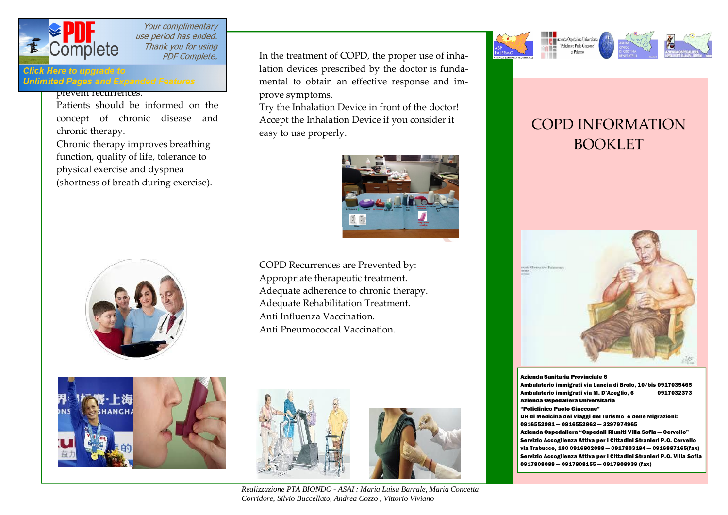prevent recurrences.

Patients should be informed on the concept of chronic disease and chronic therapy.

Chronic therapy improves breathing function, quality of life, tolerance to physical exercise and dyspnea (shortness of breath during exercise).

In the treatment of COPD, the proper use of inhalation devices prescribed by the doctor is fundamental to obtain an effective response and improve symptoms.

Try the Inhalation Device in front of the doctor!

Accept the Inhalation Device if you consider it easy to use properly.

COPD Recurrences are Prevented by:

Appropriate therapeutic treatment.

Adequate adherence to chronic therapy.

Adequate Rehabilitation Treatment.

Anti Influenza Vaccination.

Anti Pneumococcal Vaccination.

*Realizzazione PTA BIONDO - ASAI : Maria Luisa Barrale, Maria Concetta Corridore, Silvio Buccellato, Andrea Cozzo , Vittorio Viviano*

# COPD INFORMATION BOOKLET

**Azienda Sanitaria Provinciale 6**

**Ambulatorio immigrati via Lancia di Brolo, 10/bis 0917035465**

**Ambulatorio immigrati via M. D'Azeglio, 6 0917032373**

**Azienda Ospedaliera Universitaria**

**"Policlinico Paolo Giaccone"**

**DH di Medicina dei Viaggi del Turismo e delle Migrazioni:**

**0916552981 — 0916552862 — 3297974965**

**Azienda Ospedaliera "Ospedali Riuniti Villa Sofia — Cervello"**

**Servizio Accoglienza Attiva per i Cittadini Stranieri P.O. Cervello**

**via Trabucco, 180 0916802088 — 0917803184 — 0916887165(fax)**

**Servizio Accoglienza Attiva per i Cittadini Stranieri P.O. Villa Sofia**

**0917808088 — 0917808155 — 0917808939 (fax)**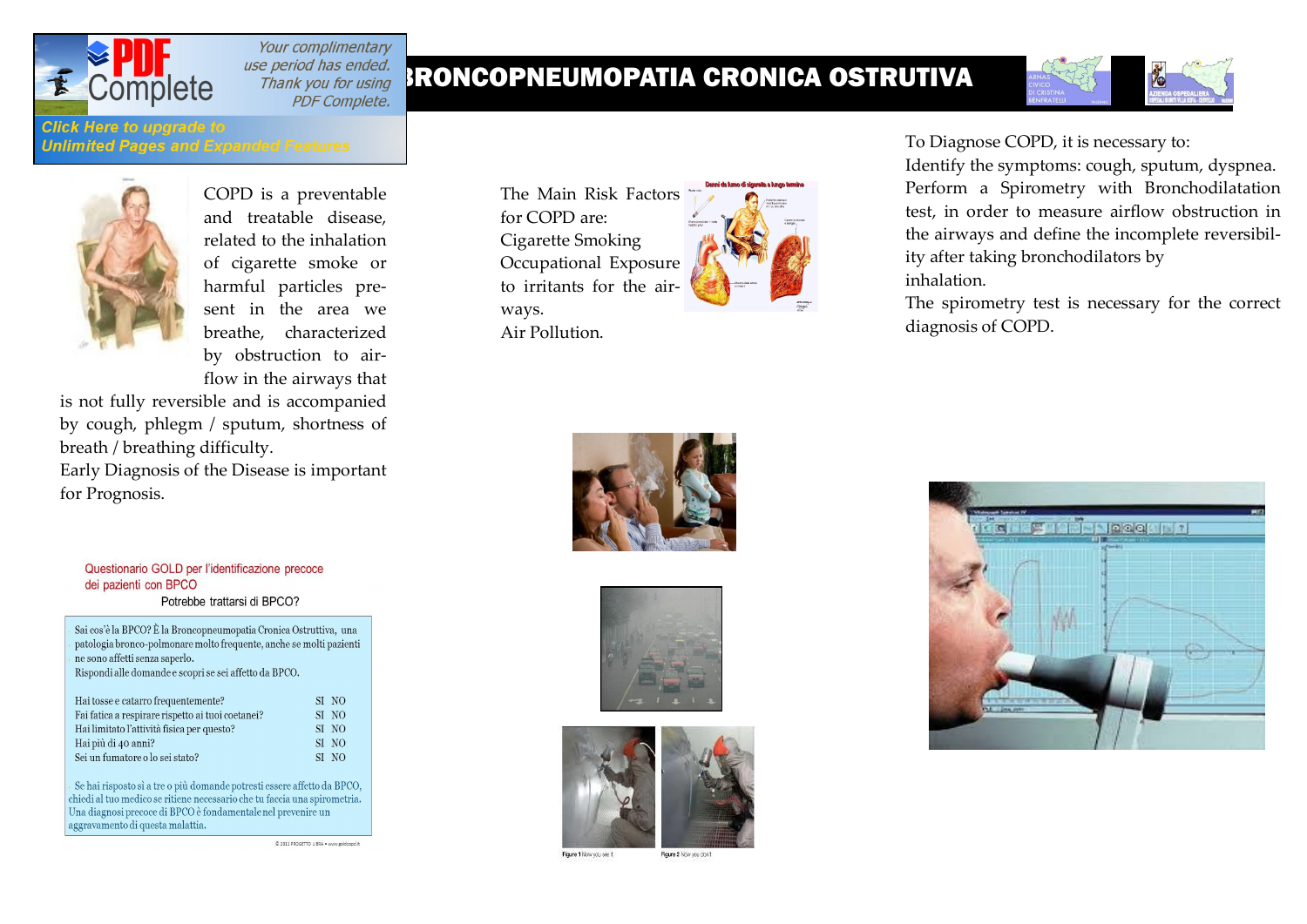# BRONCOPNEUMOPATIA CRONICA OSTRUTIVA

COPD is a preventable and treatable disease, related to the inhalation of cigarette smoke or harmful particles present in the area we breathe, characterized by obstruction to airflow in the airways that is not fully reversible and is accompanied by cough, phlegm / sputum, shortness of breath / breathing difficulty.

Early Diagnosis of the Disease is important for Prognosis.

Questionario GOLD per l'identificazione precoce dei pazienti con BPCO

Potrebbe trattarsi di BPCO?

Sai cos'è la BPCO? È la Broncopneumopatia Cronica Ostruttiva, una patologia bronco-polmonare molto frequente, anche se molti pazienti ne sono affetti senza saperlo.
Rispondi alle domande e scopri se sei affetto da BPCO.

| | | |
|---|---|---|
| Hai tosse e catarro frequentemente? | SI | NO |
| Fai fatica a respirare rispetto ai tuoi coetanei? | SI | NO |
| Hai limitato l'attività fisica per questo? | SI | NO |
| Hai più di 40 anni? | SI | NO |
| Sei un fumatore o lo sei stato? | SI | NO |

Se hai risposto sì a tre o più domande potresti essere affetto da BPCO, chiedi al tuo medico se ritiene necessario che tu faccia una spirometria. Una diagnosi precoce di BPCO è fondamentale nel prevenire un aggravamento di questa malattia.

© 2011 PROGETTO LIBRA • www.goldcopd.it

The Main Risk Factors for COPD are:
Cigarette Smoking
Occupational Exposure to irritants for the airways.
Air Pollution.

Figure 1 Now you see it

Figure 2 Now you don't

To Diagnose COPD, it is necessary to:
Identify the symptoms: cough, sputum, dyspnea.
Perform a Spirometry with Bronchodilatation test, in order to measure airflow obstruction in the airways and define the incomplete reversibility after taking bronchodilators by inhalation.
The spirometry test is necessary for the correct diagnosis of COPD.